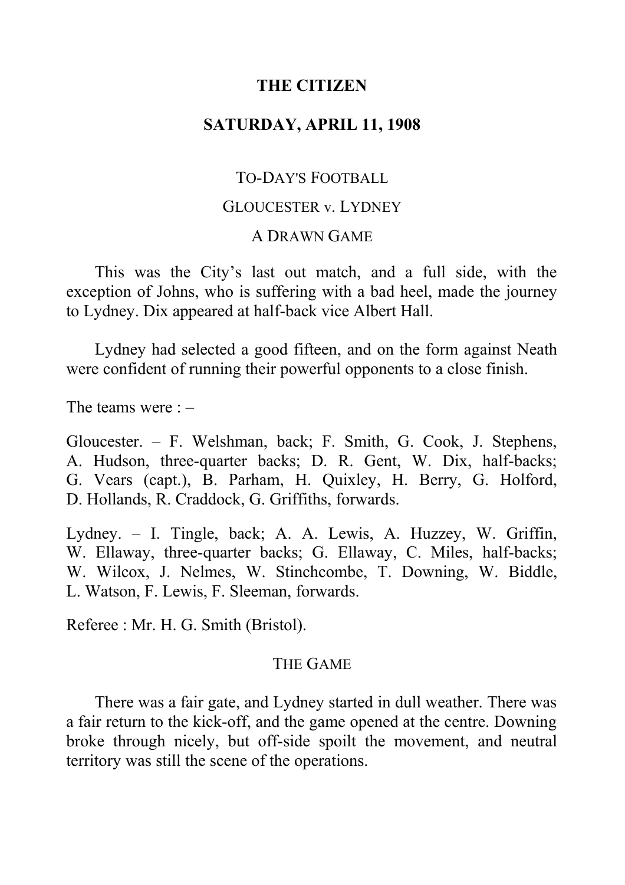# THE CITIZEN

## SATURDAY, APRIL 11, 1908

### TO-DAY'S FOOTBALL

### GLOUCESTER v. LYDNEY

### A DRAWN GAME

This was the City's last out match, and a full side, with the exception of Johns, who is suffering with a bad heel, made the journey to Lydney. Dix appeared at half-back vice Albert Hall.

Lydney had selected a good fifteen, and on the form against Neath were confident of running their powerful opponents to a close finish.

The teams were : –

Gloucester. – F. Welshman, back; F. Smith, G. Cook, J. Stephens, A. Hudson, three-quarter backs; D. R. Gent, W. Dix, half-backs; G. Vears (capt.), B. Parham, H. Quixley, H. Berry, G. Holford, D. Hollands, R. Craddock, G. Griffiths, forwards.

Lydney. – I. Tingle, back; A. A. Lewis, A. Huzzey, W. Griffin, W. Ellaway, three-quarter backs; G. Ellaway, C. Miles, half-backs; W. Wilcox, J. Nelmes, W. Stinchcombe, T. Downing, W. Biddle, L. Watson, F. Lewis, F. Sleeman, forwards.

Referee : Mr. H. G. Smith (Bristol).

### THE GAME

There was a fair gate, and Lydney started in dull weather. There was a fair return to the kick-off, and the game opened at the centre. Downing broke through nicely, but off-side spoilt the movement, and neutral territory was still the scene of the operations.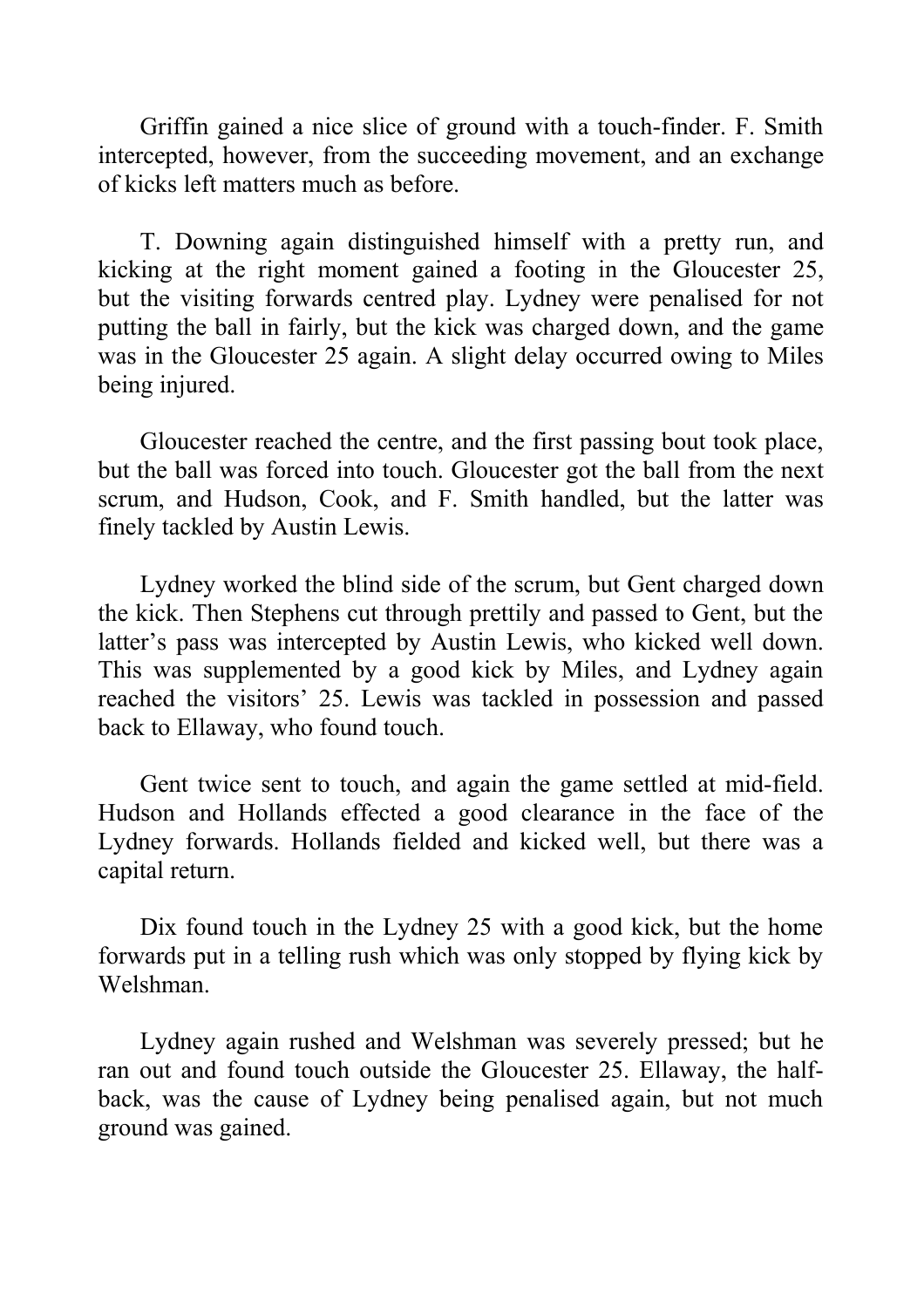Griffin gained a nice slice of ground with a touch-finder. F. Smith intercepted, however, from the succeeding movement, and an exchange of kicks left matters much as before.

T. Downing again distinguished himself with a pretty run, and kicking at the right moment gained a footing in the Gloucester 25, but the visiting forwards centred play. Lydney were penalised for not putting the ball in fairly, but the kick was charged down, and the game was in the Gloucester 25 again. A slight delay occurred owing to Miles being injured.

Gloucester reached the centre, and the first passing bout took place, but the ball was forced into touch. Gloucester got the ball from the next scrum, and Hudson, Cook, and F. Smith handled, but the latter was finely tackled by Austin Lewis.

Lydney worked the blind side of the scrum, but Gent charged down the kick. Then Stephens cut through prettily and passed to Gent, but the latter's pass was intercepted by Austin Lewis, who kicked well down. This was supplemented by a good kick by Miles, and Lydney again reached the visitors' 25. Lewis was tackled in possession and passed back to Ellaway, who found touch.

Gent twice sent to touch, and again the game settled at mid-field. Hudson and Hollands effected a good clearance in the face of the Lydney forwards. Hollands fielded and kicked well, but there was a capital return.

Dix found touch in the Lydney 25 with a good kick, but the home forwards put in a telling rush which was only stopped by flying kick by Welshman.

Lydney again rushed and Welshman was severely pressed; but he ran out and found touch outside the Gloucester 25. Ellaway, the half-back, was the cause of Lydney being penalised again, but not much ground was gained.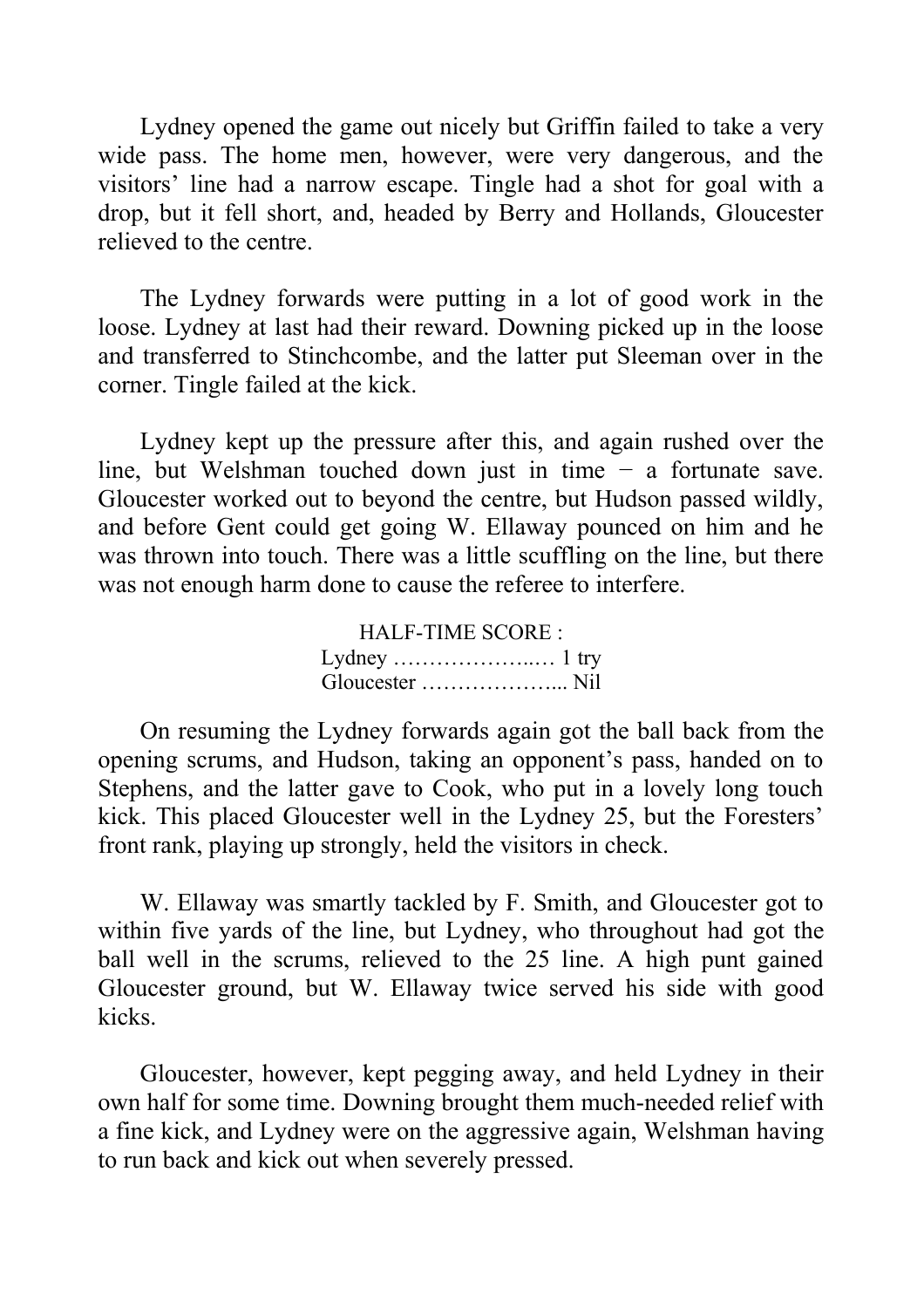Lydney opened the game out nicely but Griffin failed to take a very wide pass. The home men, however, were very dangerous, and the visitors' line had a narrow escape. Tingle had a shot for goal with a drop, but it fell short, and, headed by Berry and Hollands, Gloucester relieved to the centre.

The Lydney forwards were putting in a lot of good work in the loose. Lydney at last had their reward. Downing picked up in the loose and transferred to Stinchcombe, and the latter put Sleeman over in the corner. Tingle failed at the kick.

Lydney kept up the pressure after this, and again rushed over the line, but Welshman touched down just in time − a fortunate save. Gloucester worked out to beyond the centre, but Hudson passed wildly, and before Gent could get going W. Ellaway pounced on him and he was thrown into touch. There was a little scuffling on the line, but there was not enough harm done to cause the referee to interfere.

HALF-TIME SCORE :
Lydney ………………..… 1 try
Gloucester ……………….. Nil

On resuming the Lydney forwards again got the ball back from the opening scrums, and Hudson, taking an opponent's pass, handed on to Stephens, and the latter gave to Cook, who put in a lovely long touch kick. This placed Gloucester well in the Lydney 25, but the Foresters' front rank, playing up strongly, held the visitors in check.

W. Ellaway was smartly tackled by F. Smith, and Gloucester got to within five yards of the line, but Lydney, who throughout had got the ball well in the scrums, relieved to the 25 line. A high punt gained Gloucester ground, but W. Ellaway twice served his side with good kicks.

Gloucester, however, kept pegging away, and held Lydney in their own half for some time. Downing brought them much-needed relief with a fine kick, and Lydney were on the aggressive again, Welshman having to run back and kick out when severely pressed.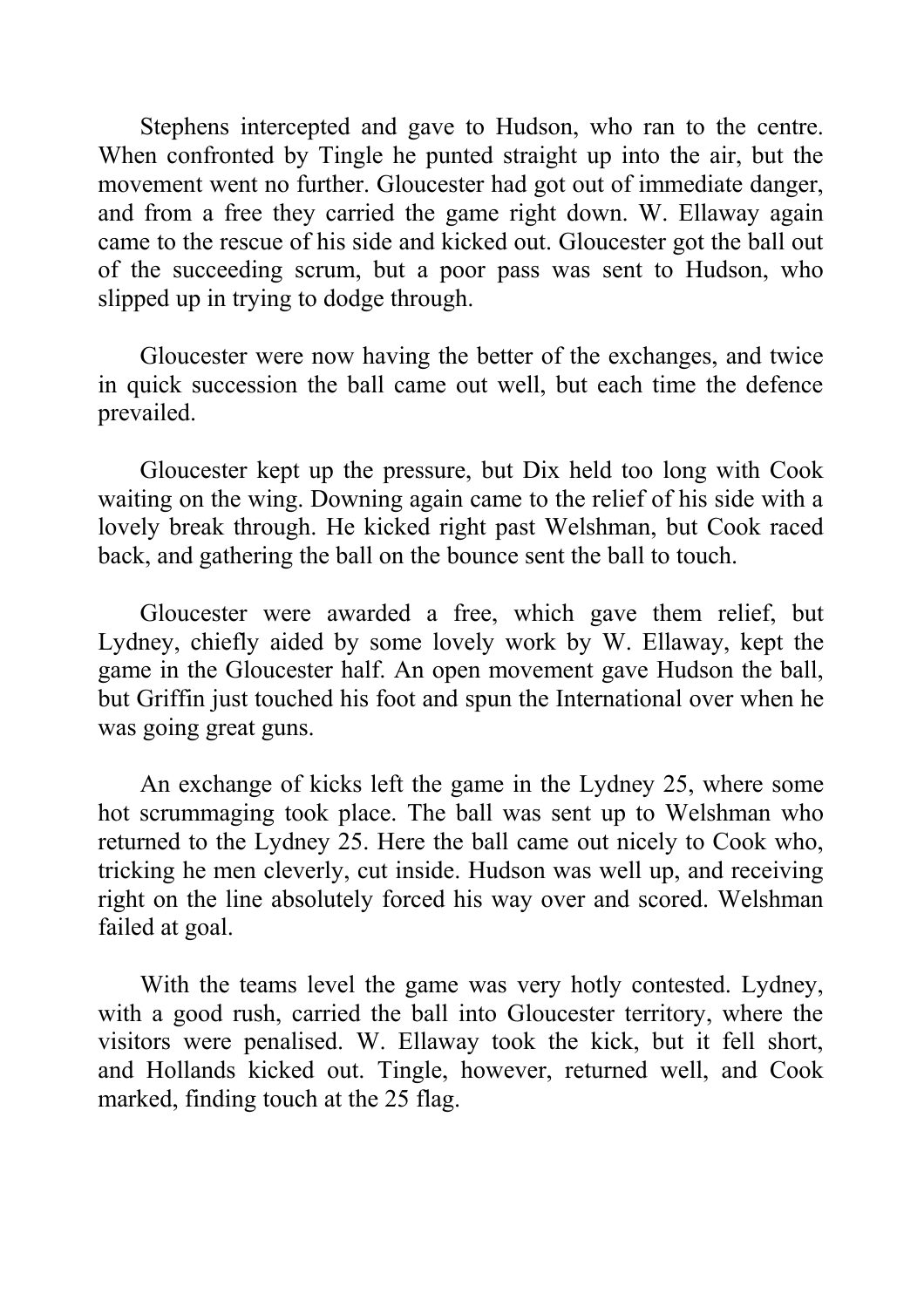Stephens intercepted and gave to Hudson, who ran to the centre. When confronted by Tingle he punted straight up into the air, but the movement went no further. Gloucester had got out of immediate danger, and from a free they carried the game right down. W. Ellaway again came to the rescue of his side and kicked out. Gloucester got the ball out of the succeeding scrum, but a poor pass was sent to Hudson, who slipped up in trying to dodge through.

Gloucester were now having the better of the exchanges, and twice in quick succession the ball came out well, but each time the defence prevailed.

Gloucester kept up the pressure, but Dix held too long with Cook waiting on the wing. Downing again came to the relief of his side with a lovely break through. He kicked right past Welshman, but Cook raced back, and gathering the ball on the bounce sent the ball to touch.

Gloucester were awarded a free, which gave them relief, but Lydney, chiefly aided by some lovely work by W. Ellaway, kept the game in the Gloucester half. An open movement gave Hudson the ball, but Griffin just touched his foot and spun the International over when he was going great guns.

An exchange of kicks left the game in the Lydney 25, where some hot scrummaging took place. The ball was sent up to Welshman who returned to the Lydney 25. Here the ball came out nicely to Cook who, tricking he men cleverly, cut inside. Hudson was well up, and receiving right on the line absolutely forced his way over and scored. Welshman failed at goal.

With the teams level the game was very hotly contested. Lydney, with a good rush, carried the ball into Gloucester territory, where the visitors were penalised. W. Ellaway took the kick, but it fell short, and Hollands kicked out. Tingle, however, returned well, and Cook marked, finding touch at the 25 flag.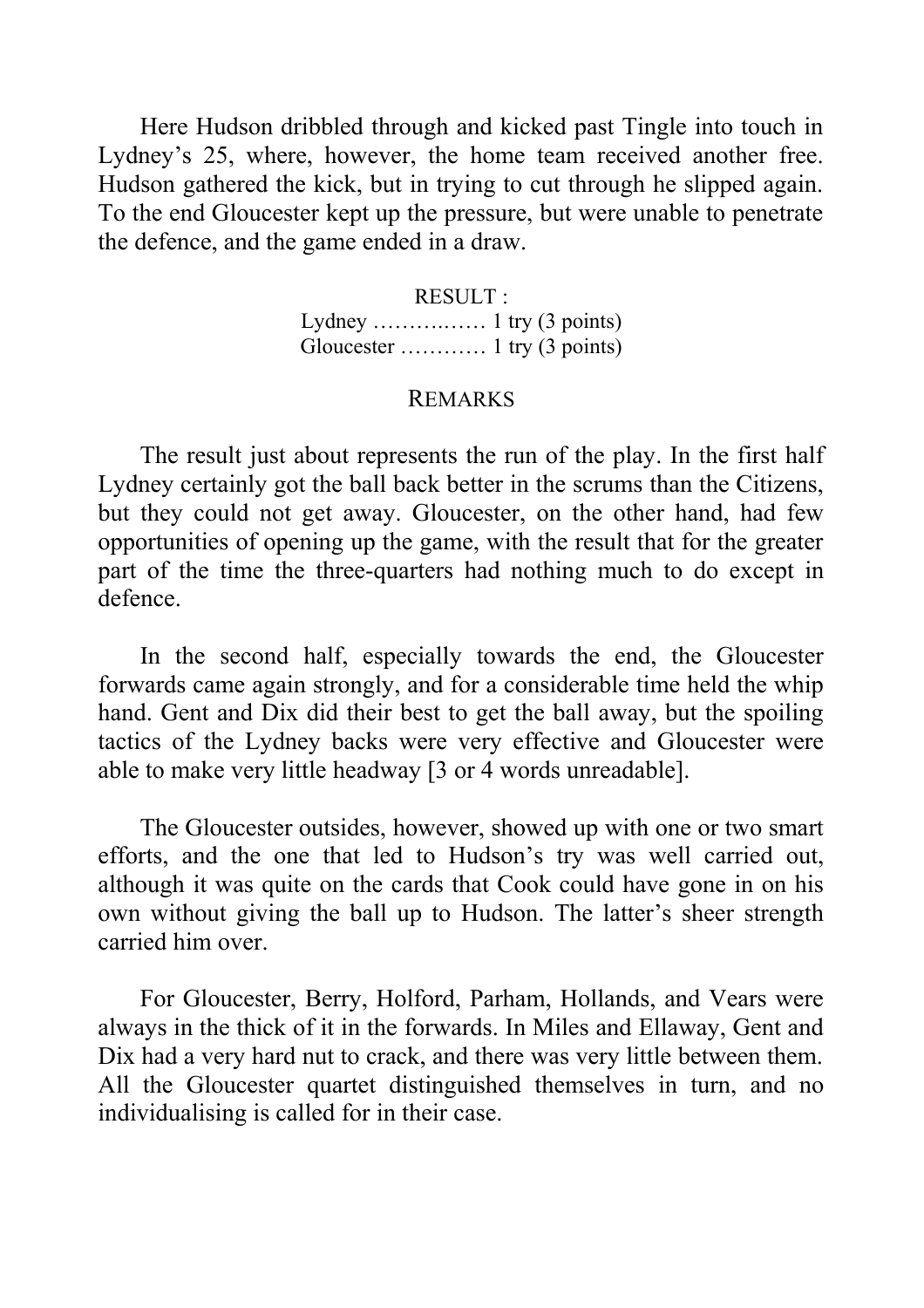Here Hudson dribbled through and kicked past Tingle into touch in Lydney's 25, where, however, the home team received another free. Hudson gathered the kick, but in trying to cut through he slipped again. To the end Gloucester kept up the pressure, but were unable to penetrate the defence, and the game ended in a draw.

RESULT :
Lydney …………… 1 try (3 points)
Gloucester ………… 1 try (3 points)

REMARKS

The result just about represents the run of the play. In the first half Lydney certainly got the ball back better in the scrums than the Citizens, but they could not get away. Gloucester, on the other hand, had few opportunities of opening up the game, with the result that for the greater part of the time the three-quarters had nothing much to do except in defence.

In the second half, especially towards the end, the Gloucester forwards came again strongly, and for a considerable time held the whip hand. Gent and Dix did their best to get the ball away, but the spoiling tactics of the Lydney backs were very effective and Gloucester were able to make very little headway [3 or 4 words unreadable].

The Gloucester outsides, however, showed up with one or two smart efforts, and the one that led to Hudson's try was well carried out, although it was quite on the cards that Cook could have gone in on his own without giving the ball up to Hudson. The latter's sheer strength carried him over.

For Gloucester, Berry, Holford, Parham, Hollands, and Vears were always in the thick of it in the forwards. In Miles and Ellaway, Gent and Dix had a very hard nut to crack, and there was very little between them. All the Gloucester quartet distinguished themselves in turn, and no individualising is called for in their case.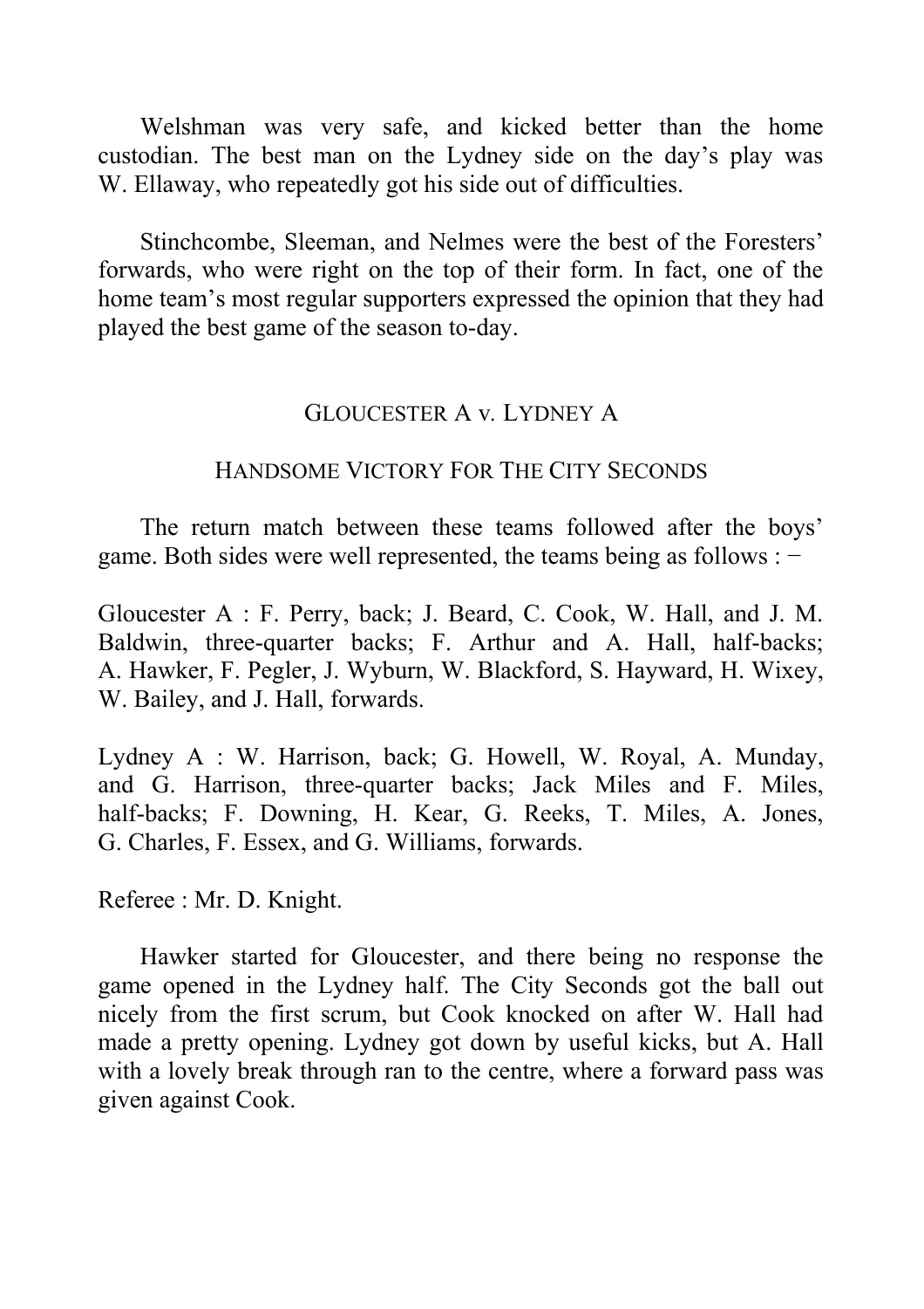Welshman was very safe, and kicked better than the home custodian. The best man on the Lydney side on the day's play was W. Ellaway, who repeatedly got his side out of difficulties.

Stinchcombe, Sleeman, and Nelmes were the best of the Foresters' forwards, who were right on the top of their form. In fact, one of the home team's most regular supporters expressed the opinion that they had played the best game of the season to-day.

## GLOUCESTER A v. LYDNEY A

### HANDSOME VICTORY FOR THE CITY SECONDS

The return match between these teams followed after the boys' game. Both sides were well represented, the teams being as follows : −

Gloucester A : F. Perry, back; J. Beard, C. Cook, W. Hall, and J. M. Baldwin, three-quarter backs; F. Arthur and A. Hall, half-backs; A. Hawker, F. Pegler, J. Wyburn, W. Blackford, S. Hayward, H. Wixey, W. Bailey, and J. Hall, forwards.

Lydney A : W. Harrison, back; G. Howell, W. Royal, A. Munday, and G. Harrison, three-quarter backs; Jack Miles and F. Miles, half-backs; F. Downing, H. Kear, G. Reeks, T. Miles, A. Jones, G. Charles, F. Essex, and G. Williams, forwards.

Referee : Mr. D. Knight.

Hawker started for Gloucester, and there being no response the game opened in the Lydney half. The City Seconds got the ball out nicely from the first scrum, but Cook knocked on after W. Hall had made a pretty opening. Lydney got down by useful kicks, but A. Hall with a lovely break through ran to the centre, where a forward pass was given against Cook.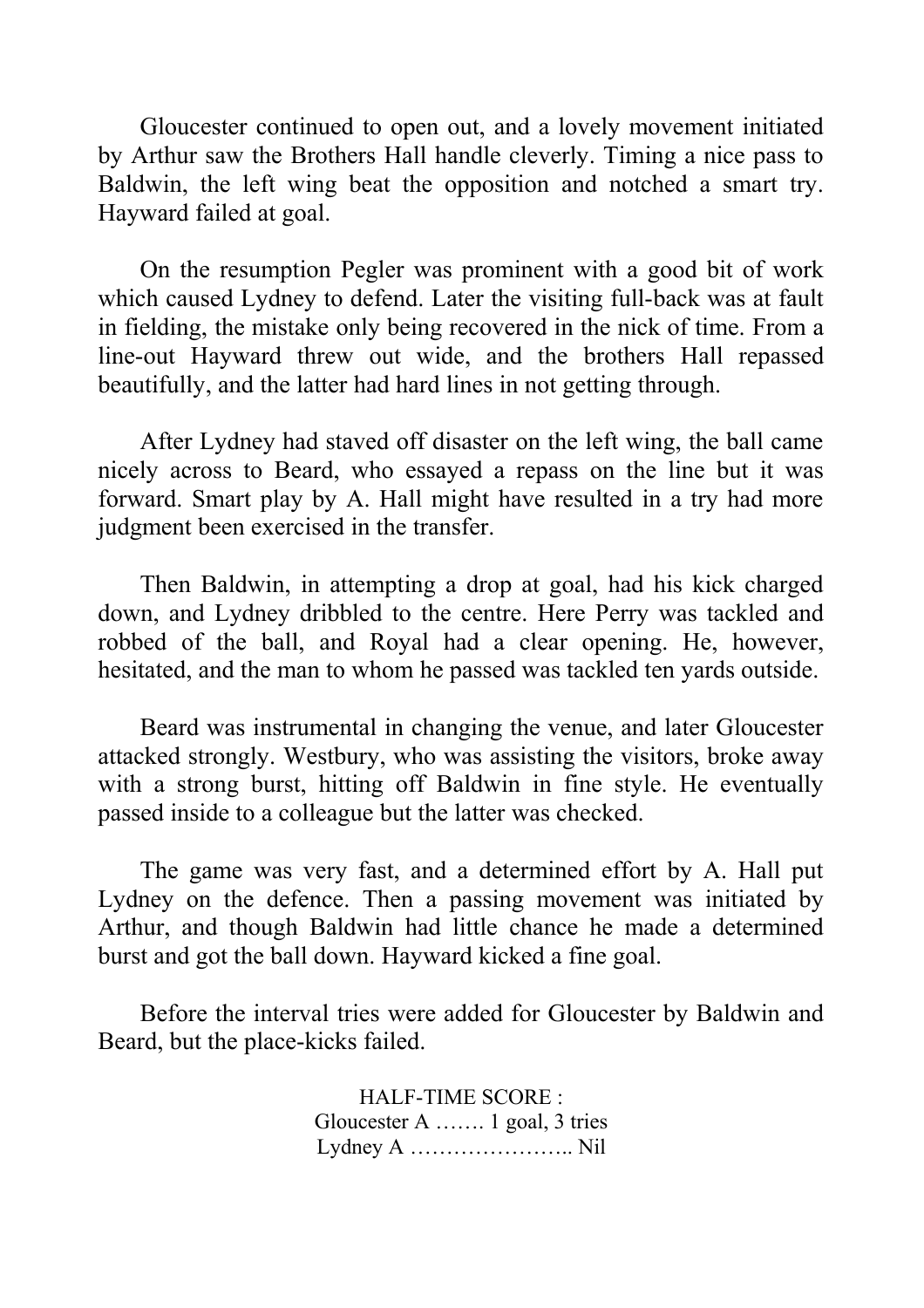Gloucester continued to open out, and a lovely movement initiated by Arthur saw the Brothers Hall handle cleverly. Timing a nice pass to Baldwin, the left wing beat the opposition and notched a smart try. Hayward failed at goal.

On the resumption Pegler was prominent with a good bit of work which caused Lydney to defend. Later the visiting full-back was at fault in fielding, the mistake only being recovered in the nick of time. From a line-out Hayward threw out wide, and the brothers Hall repassed beautifully, and the latter had hard lines in not getting through.

After Lydney had staved off disaster on the left wing, the ball came nicely across to Beard, who essayed a repass on the line but it was forward. Smart play by A. Hall might have resulted in a try had more judgment been exercised in the transfer.

Then Baldwin, in attempting a drop at goal, had his kick charged down, and Lydney dribbled to the centre. Here Perry was tackled and robbed of the ball, and Royal had a clear opening. He, however, hesitated, and the man to whom he passed was tackled ten yards outside.

Beard was instrumental in changing the venue, and later Gloucester attacked strongly. Westbury, who was assisting the visitors, broke away with a strong burst, hitting off Baldwin in fine style. He eventually passed inside to a colleague but the latter was checked.

The game was very fast, and a determined effort by A. Hall put Lydney on the defence. Then a passing movement was initiated by Arthur, and though Baldwin had little chance he made a determined burst and got the ball down. Hayward kicked a fine goal.

Before the interval tries were added for Gloucester by Baldwin and Beard, but the place-kicks failed.

HALF-TIME SCORE :
Gloucester A ……. 1 goal, 3 tries
Lydney A ………………….. Nil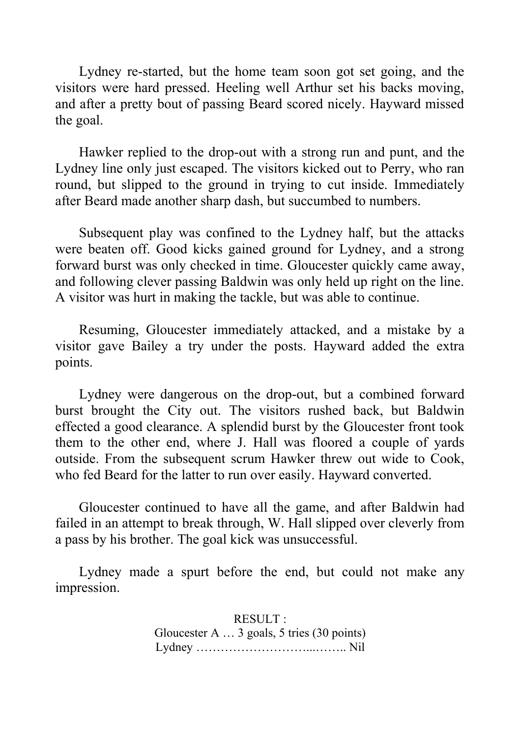Lydney re-started, but the home team soon got set going, and the visitors were hard pressed. Heeling well Arthur set his backs moving, and after a pretty bout of passing Beard scored nicely. Hayward missed the goal.

Hawker replied to the drop-out with a strong run and punt, and the Lydney line only just escaped. The visitors kicked out to Perry, who ran round, but slipped to the ground in trying to cut inside. Immediately after Beard made another sharp dash, but succumbed to numbers.

Subsequent play was confined to the Lydney half, but the attacks were beaten off. Good kicks gained ground for Lydney, and a strong forward burst was only checked in time. Gloucester quickly came away, and following clever passing Baldwin was only held up right on the line. A visitor was hurt in making the tackle, but was able to continue.

Resuming, Gloucester immediately attacked, and a mistake by a visitor gave Bailey a try under the posts. Hayward added the extra points.

Lydney were dangerous on the drop-out, but a combined forward burst brought the City out. The visitors rushed back, but Baldwin effected a good clearance. A splendid burst by the Gloucester front took them to the other end, where J. Hall was floored a couple of yards outside. From the subsequent scrum Hawker threw out wide to Cook, who fed Beard for the latter to run over easily. Hayward converted.

Gloucester continued to have all the game, and after Baldwin had failed in an attempt to break through, W. Hall slipped over cleverly from a pass by his brother. The goal kick was unsuccessful.

Lydney made a spurt before the end, but could not make any impression.

RESULT :

Gloucester A … 3 goals, 5 tries (30 points)

Lydney ……………………….…….. Nil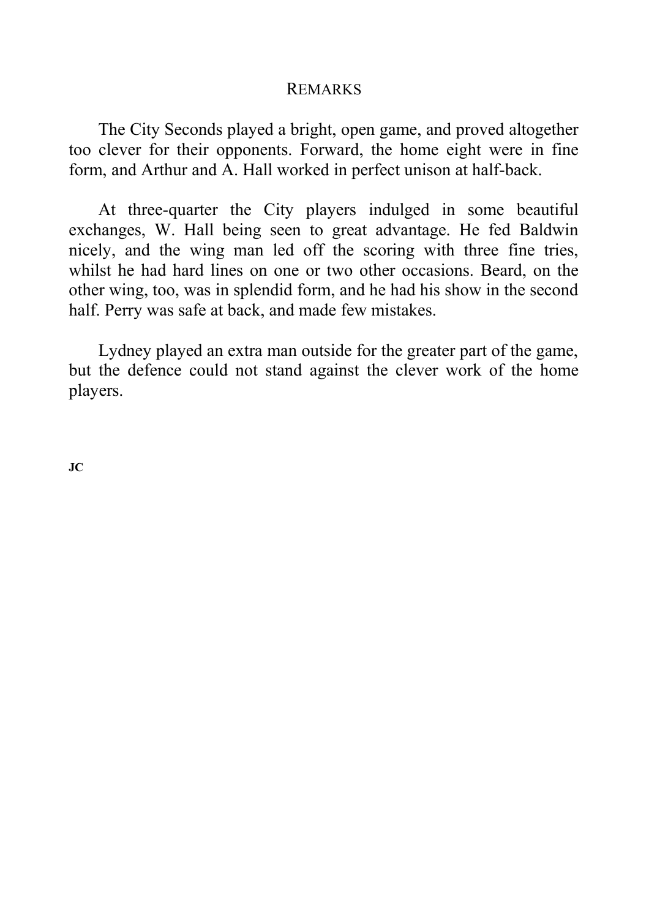## REMARKS

The City Seconds played a bright, open game, and proved altogether too clever for their opponents. Forward, the home eight were in fine form, and Arthur and A. Hall worked in perfect unison at half-back.

At three-quarter the City players indulged in some beautiful exchanges, W. Hall being seen to great advantage. He fed Baldwin nicely, and the wing man led off the scoring with three fine tries, whilst he had hard lines on one or two other occasions. Beard, on the other wing, too, was in splendid form, and he had his show in the second half. Perry was safe at back, and made few mistakes.

Lydney played an extra man outside for the greater part of the game, but the defence could not stand against the clever work of the home players.

**JC**